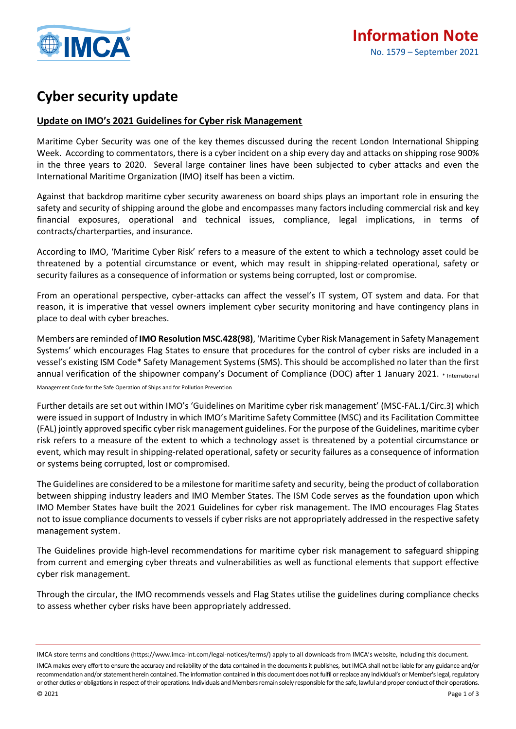**Information Note**

No. 1579 – September 2021

# Cyber security update

## Update on IMO's 2021 Guidelines for Cyber risk Management

Maritime Cyber Security was one of the key themes discussed during the recent London International Shipping Week. According to commentators, there is a cyber incident on a ship every day and attacks on shipping rose 900% in the three years to 2020. Several large container lines have been subjected to cyber attacks and even the International Maritime Organization (IMO) itself has been a victim.

Against that backdrop maritime cyber security awareness on board ships plays an important role in ensuring the safety and security of shipping around the globe and encompasses many factors including commercial risk and key financial exposures, operational and technical issues, compliance, legal implications, in terms of contracts/charterparties, and insurance.

According to IMO, 'Maritime Cyber Risk' refers to a measure of the extent to which a technology asset could be threatened by a potential circumstance or event, which may result in shipping-related operational, safety or security failures as a consequence of information or systems being corrupted, lost or compromise.

From an operational perspective, cyber-attacks can affect the vessel's IT system, OT system and data. For that reason, it is imperative that vessel owners implement cyber security monitoring and have contingency plans in place to deal with cyber breaches.

Members are reminded of **IMO Resolution MSC.428(98)**, 'Maritime Cyber Risk Management in Safety Management Systems' which encourages Flag States to ensure that procedures for the control of cyber risks are included in a vessel's existing ISM Code* Safety Management Systems (SMS). This should be accomplished no later than the first annual verification of the shipowner company's Document of Compliance (DOC) after 1 January 2021. * International Management Code for the Safe Operation of Ships and for Pollution Prevention

Further details are set out within IMO's 'Guidelines on Maritime cyber risk management' (MSC-FAL.1/Circ.3) which were issued in support of Industry in which IMO's Maritime Safety Committee (MSC) and its Facilitation Committee (FAL) jointly approved specific cyber risk management guidelines. For the purpose of the Guidelines, maritime cyber risk refers to a measure of the extent to which a technology asset is threatened by a potential circumstance or event, which may result in shipping-related operational, safety or security failures as a consequence of information or systems being corrupted, lost or compromised.

The Guidelines are considered to be a milestone for maritime safety and security, being the product of collaboration between shipping industry leaders and IMO Member States. The ISM Code serves as the foundation upon which IMO Member States have built the 2021 Guidelines for cyber risk management. The IMO encourages Flag States not to issue compliance documents to vessels if cyber risks are not appropriately addressed in the respective safety management system.

The Guidelines provide high-level recommendations for maritime cyber risk management to safeguard shipping from current and emerging cyber threats and vulnerabilities as well as functional elements that support effective cyber risk management.

Through the circular, the IMO recommends vessels and Flag States utilise the guidelines during compliance checks to assess whether cyber risks have been appropriately addressed.

IMCA store terms and conditions (https://www.imca-int.com/legal-notices/terms/) apply to all downloads from IMCA's website, including this document.

IMCA makes every effort to ensure the accuracy and reliability of the data contained in the documents it publishes, but IMCA shall not be liable for any guidance and/or recommendation and/or statement herein contained. The information contained in this document does not fulfil or replace any individual's or Member's legal, regulatory or other duties or obligations in respect of their operations. Individuals and Members remain solely responsible for the safe, lawful and proper conduct of their operations.

© 2021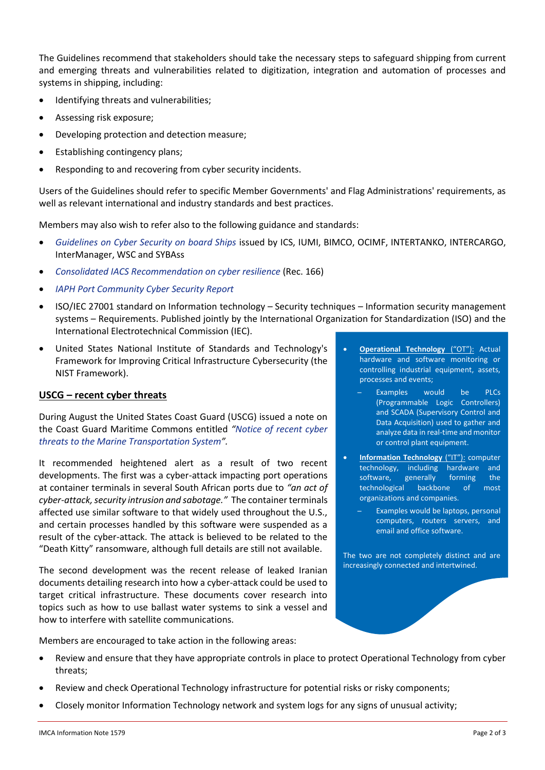The Guidelines recommend that stakeholders should take the necessary steps to safeguard shipping from current and emerging threats and vulnerabilities related to digitization, integration and automation of processes and systems in shipping, including:

- Identifying threats and vulnerabilities;
- Assessing risk exposure;
- Developing protection and detection measure;
- Establishing contingency plans;
- Responding to and recovering from cyber security incidents.

Users of the Guidelines should refer to specific Member Governments' and Flag Administrations' requirements, as well as relevant international and industry standards and best practices.

Members may also wish to refer also to the following guidance and standards:

- *Guidelines on Cyber Security on board Ships* issued by ICS, IUMI, BIMCO, OCIMF, INTERTANKO, INTERCARGO, InterManager, WSC and SYBAss
- *Consolidated IACS Recommendation on cyber resilience* (Rec. 166)
- *IAPH Port Community Cyber Security Report*
- ISO/IEC 27001 standard on Information technology – Security techniques – Information security management systems – Requirements. Published jointly by the International Organization for Standardization (ISO) and the International Electrotechnical Commission (IEC).
- United States National Institute of Standards and Technology's Framework for Improving Critical Infrastructure Cybersecurity (the NIST Framework).

## USCG – recent cyber threats

During August the United States Coast Guard (USCG) issued a note on the Coast Guard Maritime Commons entitled *"Notice of recent cyber threats to the Marine Transportation System"*.

It recommended heightened alert as a result of two recent developments. The first was a cyber-attack impacting port operations at container terminals in several South African ports due to *"an act of cyber-attack, security intrusion and sabotage."* The container terminals affected use similar software to that widely used throughout the U.S., and certain processes handled by this software were suspended as a result of the cyber-attack. The attack is believed to be related to the "Death Kitty" ransomware, although full details are still not available.

The second development was the recent release of leaked Iranian documents detailing research into how a cyber-attack could be used to target critical infrastructure. These documents cover research into topics such as how to use ballast water systems to sink a vessel and how to interfere with satellite communications.

- **Operational Technology** ("OT"): Actual hardware and software monitoring or controlling industrial equipment, assets, processes and events;
  - Examples would be PLCs (Programmable Logic Controllers) and SCADA (Supervisory Control and Data Acquisition) used to gather and analyze data in real-time and monitor or control plant equipment.
- **Information Technology** ("IT"): computer technology, including hardware and software, generally forming the technological backbone of most organizations and companies.
  - Examples would be laptops, personal computers, routers servers, and email and office software.

The two are not completely distinct and are increasingly connected and intertwined.

Members are encouraged to take action in the following areas:

- Review and ensure that they have appropriate controls in place to protect Operational Technology from cyber threats;
- Review and check Operational Technology infrastructure for potential risks or risky components;
- Closely monitor Information Technology network and system logs for any signs of unusual activity;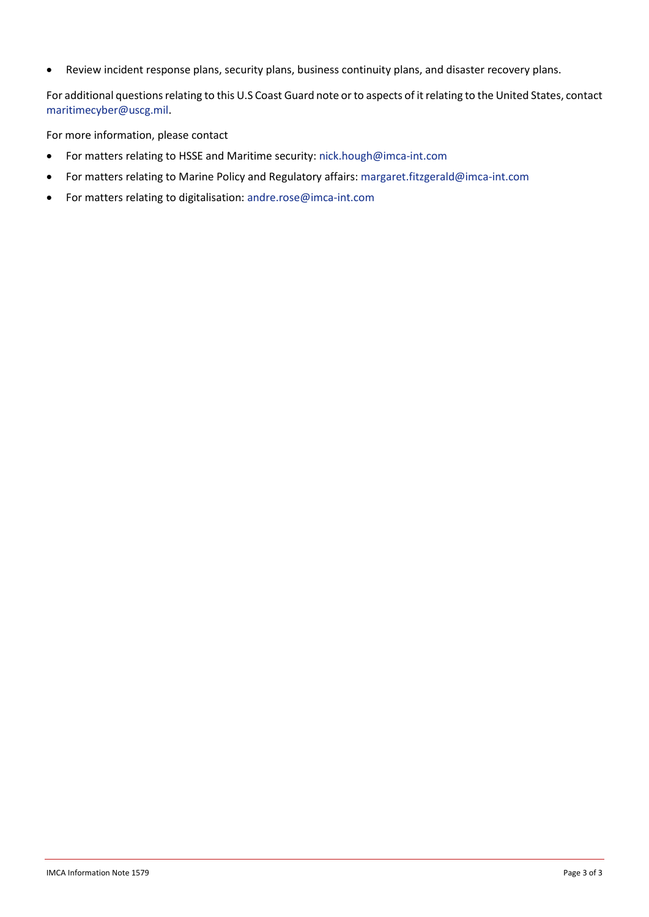- Review incident response plans, security plans, business continuity plans, and disaster recovery plans.

For additional questions relating to this U.S Coast Guard note or to aspects of it relating to the United States, contact maritimecyber@uscg.mil.

For more information, please contact

- For matters relating to HSSE and Maritime security: nick.hough@imca-int.com
- For matters relating to Marine Policy and Regulatory affairs: margaret.fitzgerald@imca-int.com
- For matters relating to digitalisation: andre.rose@imca-int.com